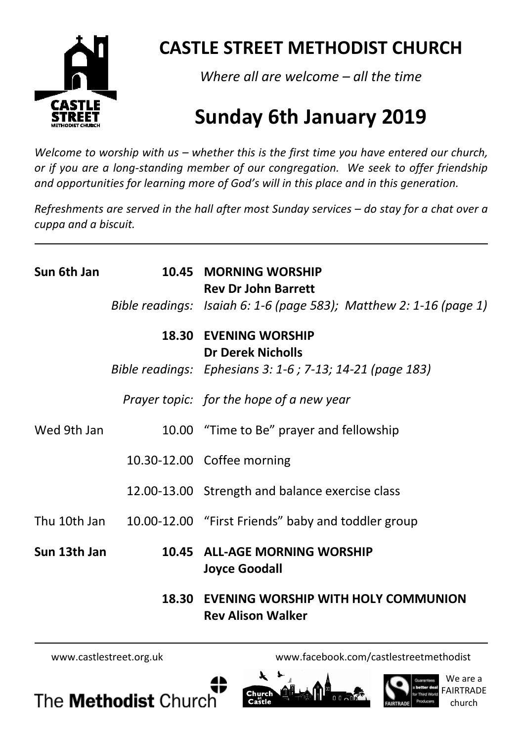# CASTLE STREET METHODIST CHURCH

*Where all are welcome – all the time*

# Sunday 6th January 2019

*Welcome to worship with us – whether this is the first time you have entered our church, or if you are a long-standing member of our congregation. We seek to offer friendship and opportunities for learning more of God's will in this place and in this generation.*

*Refreshments are served in the hall after most Sunday services – do stay for a chat over a cuppa and a biscuit.*

---

| | | |
|---|---|---|
| **Sun 6th Jan** | **10.45** | **MORNING WORSHIP**<br>**Rev Dr John Barrett** |
| | *Bible readings:* | *Isaiah 6: 1-6 (page 583); Matthew 2: 1-16 (page 1)* |
| | **18.30** | **EVENING WORSHIP**<br>**Dr Derek Nicholls** |
| | *Bible readings:* | *Ephesians 3: 1-6 ; 7-13; 14-21 (page 183)* |
| | *Prayer topic:* | *for the hope of a new year* |
| Wed 9th Jan | 10.00 | "Time to Be" prayer and fellowship |
| | 10.30-12.00 | Coffee morning |
| | 12.00-13.00 | Strength and balance exercise class |
| Thu 10th Jan | 10.00-12.00 | "First Friends" baby and toddler group |
| **Sun 13th Jan** | **10.45** | **ALL-AGE MORNING WORSHIP**<br>**Joyce Goodall** |
| | **18.30** | **EVENING WORSHIP WITH HOLY COMMUNION**<br>**Rev Alison Walker** |

---

www.castlestreet.org.uk www.facebook.com/castlestreetmethodist

The **Methodist** Church

We are a FAIRTRADE church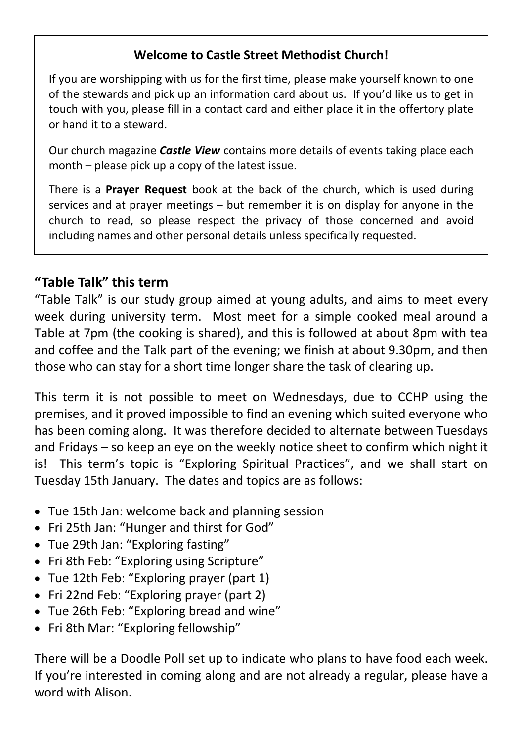**Welcome to Castle Street Methodist Church!**

If you are worshipping with us for the first time, please make yourself known to one of the stewards and pick up an information card about us. If you'd like us to get in touch with you, please fill in a contact card and either place it in the offertory plate or hand it to a steward.

Our church magazine ***Castle View*** contains more details of events taking place each month – please pick up a copy of the latest issue.

There is a **Prayer Request** book at the back of the church, which is used during services and at prayer meetings – but remember it is on display for anyone in the church to read, so please respect the privacy of those concerned and avoid including names and other personal details unless specifically requested.

## "Table Talk" this term

"Table Talk" is our study group aimed at young adults, and aims to meet every week during university term. Most meet for a simple cooked meal around a Table at 7pm (the cooking is shared), and this is followed at about 8pm with tea and coffee and the Talk part of the evening; we finish at about 9.30pm, and then those who can stay for a short time longer share the task of clearing up.

This term it is not possible to meet on Wednesdays, due to CCHP using the premises, and it proved impossible to find an evening which suited everyone who has been coming along. It was therefore decided to alternate between Tuesdays and Fridays – so keep an eye on the weekly notice sheet to confirm which night it is! This term's topic is "Exploring Spiritual Practices", and we shall start on Tuesday 15th January. The dates and topics are as follows:

- Tue 15th Jan: welcome back and planning session
- Fri 25th Jan: "Hunger and thirst for God"
- Tue 29th Jan: "Exploring fasting"
- Fri 8th Feb: "Exploring using Scripture"
- Tue 12th Feb: "Exploring prayer (part 1)
- Fri 22nd Feb: "Exploring prayer (part 2)
- Tue 26th Feb: "Exploring bread and wine"
- Fri 8th Mar: "Exploring fellowship"

There will be a Doodle Poll set up to indicate who plans to have food each week. If you're interested in coming along and are not already a regular, please have a word with Alison.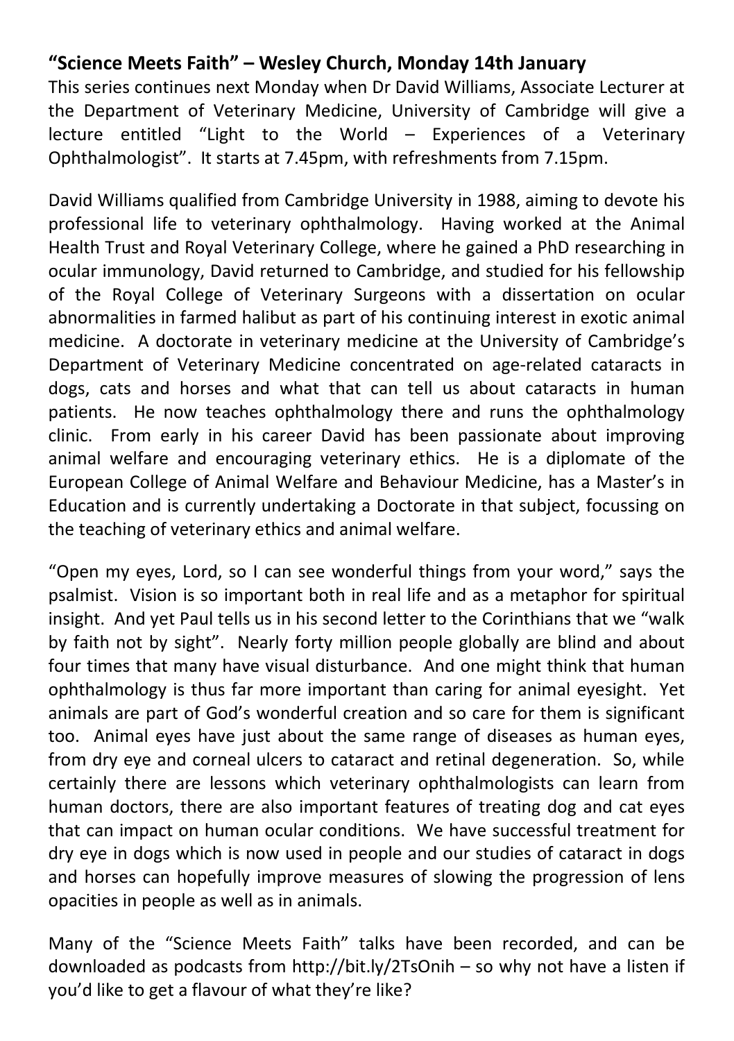**“Science Meets Faith” – Wesley Church, Monday 14th January**

This series continues next Monday when Dr David Williams, Associate Lecturer at the Department of Veterinary Medicine, University of Cambridge will give a lecture entitled “Light to the World – Experiences of a Veterinary Ophthalmologist”. It starts at 7.45pm, with refreshments from 7.15pm.

David Williams qualified from Cambridge University in 1988, aiming to devote his professional life to veterinary ophthalmology. Having worked at the Animal Health Trust and Royal Veterinary College, where he gained a PhD researching in ocular immunology, David returned to Cambridge, and studied for his fellowship of the Royal College of Veterinary Surgeons with a dissertation on ocular abnormalities in farmed halibut as part of his continuing interest in exotic animal medicine. A doctorate in veterinary medicine at the University of Cambridge’s Department of Veterinary Medicine concentrated on age-related cataracts in dogs, cats and horses and what that can tell us about cataracts in human patients. He now teaches ophthalmology there and runs the ophthalmology clinic. From early in his career David has been passionate about improving animal welfare and encouraging veterinary ethics. He is a diplomate of the European College of Animal Welfare and Behaviour Medicine, has a Master’s in Education and is currently undertaking a Doctorate in that subject, focussing on the teaching of veterinary ethics and animal welfare.

“Open my eyes, Lord, so I can see wonderful things from your word,” says the psalmist. Vision is so important both in real life and as a metaphor for spiritual insight. And yet Paul tells us in his second letter to the Corinthians that we “walk by faith not by sight”. Nearly forty million people globally are blind and about four times that many have visual disturbance. And one might think that human ophthalmology is thus far more important than caring for animal eyesight. Yet animals are part of God’s wonderful creation and so care for them is significant too. Animal eyes have just about the same range of diseases as human eyes, from dry eye and corneal ulcers to cataract and retinal degeneration. So, while certainly there are lessons which veterinary ophthalmologists can learn from human doctors, there are also important features of treating dog and cat eyes that can impact on human ocular conditions. We have successful treatment for dry eye in dogs which is now used in people and our studies of cataract in dogs and horses can hopefully improve measures of slowing the progression of lens opacities in people as well as in animals.

Many of the “Science Meets Faith” talks have been recorded, and can be downloaded as podcasts from http://bit.ly/2TsOnih – so why not have a listen if you’d like to get a flavour of what they’re like?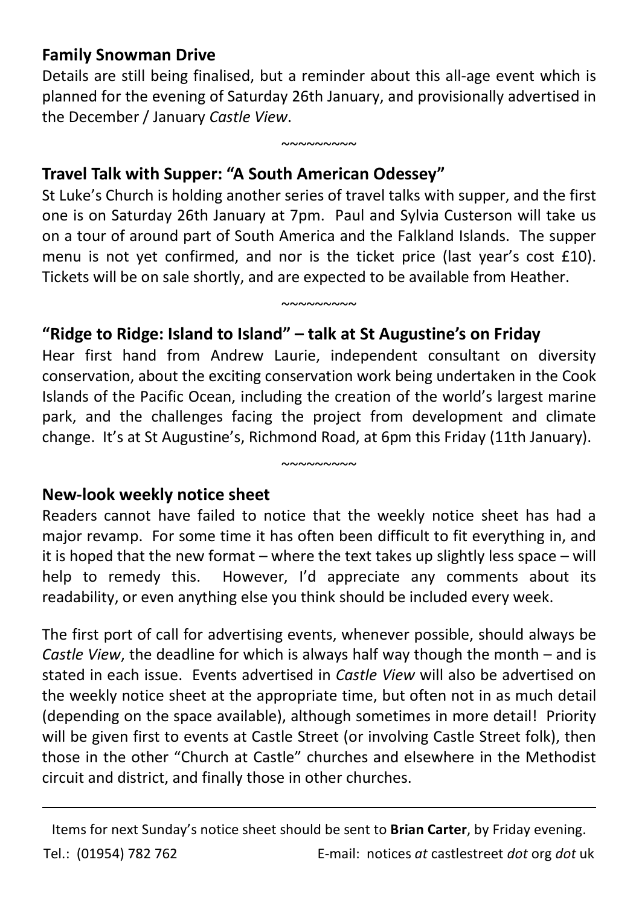### Family Snowman Drive

Details are still being finalised, but a reminder about this all-age event which is planned for the evening of Saturday 26th January, and provisionally advertised in the December / January *Castle View*.

~~~~~~~~~

### Travel Talk with Supper: "A South American Odessey"

St Luke's Church is holding another series of travel talks with supper, and the first one is on Saturday 26th January at 7pm. Paul and Sylvia Custerson will take us on a tour of around part of South America and the Falkland Islands. The supper menu is not yet confirmed, and nor is the ticket price (last year's cost £10). Tickets will be on sale shortly, and are expected to be available from Heather.

~~~~~~~~~

### "Ridge to Ridge: Island to Island" – talk at St Augustine's on Friday

Hear first hand from Andrew Laurie, independent consultant on diversity conservation, about the exciting conservation work being undertaken in the Cook Islands of the Pacific Ocean, including the creation of the world's largest marine park, and the challenges facing the project from development and climate change. It's at St Augustine's, Richmond Road, at 6pm this Friday (11th January).

~~~~~~~~~

### New-look weekly notice sheet

Readers cannot have failed to notice that the weekly notice sheet has had a major revamp. For some time it has often been difficult to fit everything in, and it is hoped that the new format – where the text takes up slightly less space – will help to remedy this. However, I'd appreciate any comments about its readability, or even anything else you think should be included every week.

The first port of call for advertising events, whenever possible, should always be *Castle View*, the deadline for which is always half way though the month – and is stated in each issue. Events advertised in *Castle View* will also be advertised on the weekly notice sheet at the appropriate time, but often not in as much detail (depending on the space available), although sometimes in more detail! Priority will be given first to events at Castle Street (or involving Castle Street folk), then those in the other "Church at Castle" churches and elsewhere in the Methodist circuit and district, and finally those in other churches.

---

Items for next Sunday's notice sheet should be sent to **Brian Carter**, by Friday evening.

Tel.: (01954) 782 762 E-mail: notices *at* castlestreet *dot* org *dot* uk